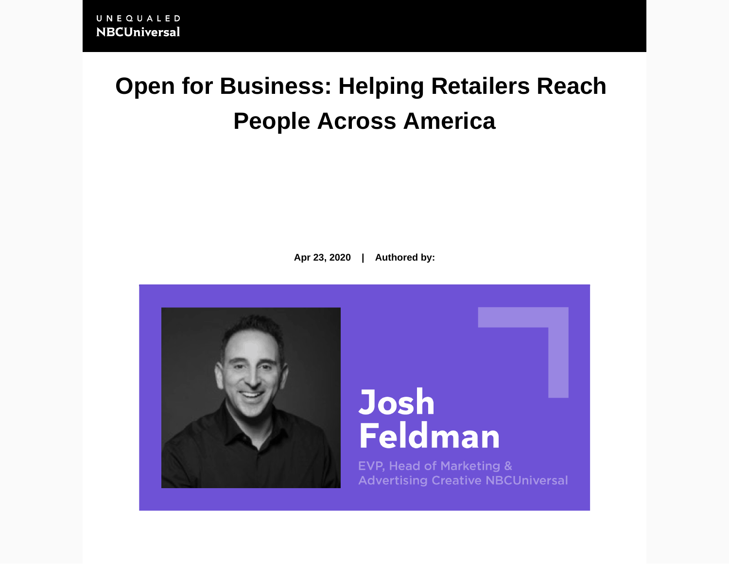UNEQUALED
NBCUniversal

# Open for Business: Helping Retailers Reach People Across America

**Apr 23, 2020 | Authored by:**

**Josh Feldman**

EVP, Head of Marketing & Advertising Creative NBCUniversal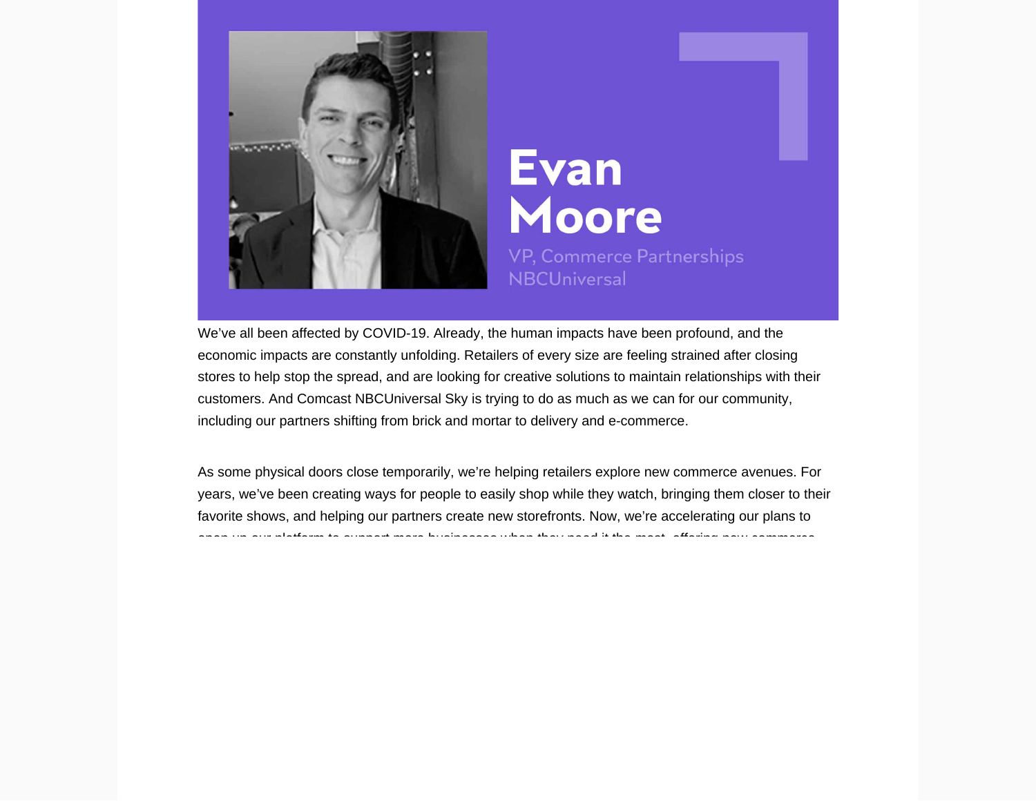Evan Moore
VP, Commerce Partnerships
NBCUniversal

We've all been affected by COVID-19. Already, the human impacts have been profound, and the economic impacts are constantly unfolding. Retailers of every size are feeling strained after closing stores to help stop the spread, and are looking for creative solutions to maintain relationships with their customers. And Comcast NBCUniversal Sky is trying to do as much as we can for our community, including our partners shifting from brick and mortar to delivery and e-commerce.

As some physical doors close temporarily, we're helping retailers explore new commerce avenues. For years, we've been creating ways for people to easily shop while they watch, bringing them closer to their favorite shows, and helping our partners create new storefronts. Now, we're accelerating our plans to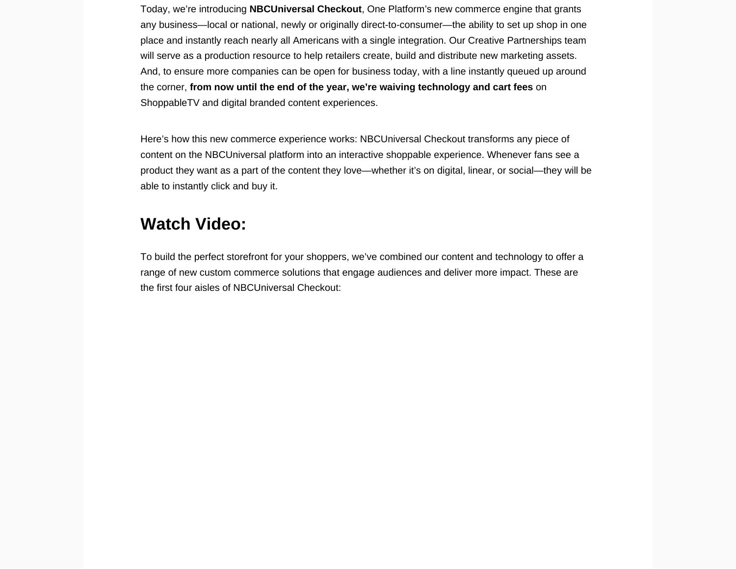Today, we're introducing **NBCUniversal Checkout**, One Platform's new commerce engine that grants any business—local or national, newly or originally direct-to-consumer—the ability to set up shop in one place and instantly reach nearly all Americans with a single integration. Our Creative Partnerships team will serve as a production resource to help retailers create, build and distribute new marketing assets. And, to ensure more companies can be open for business today, with a line instantly queued up around the corner, **from now until the end of the year, we're waiving technology and cart fees** on ShoppableTV and digital branded content experiences.

Here's how this new commerce experience works: NBCUniversal Checkout transforms any piece of content on the NBCUniversal platform into an interactive shoppable experience. Whenever fans see a product they want as a part of the content they love—whether it's on digital, linear, or social—they will be able to instantly click and buy it.

## Watch Video:

To build the perfect storefront for your shoppers, we've combined our content and technology to offer a range of new custom commerce solutions that engage audiences and deliver more impact. These are the first four aisles of NBCUniversal Checkout: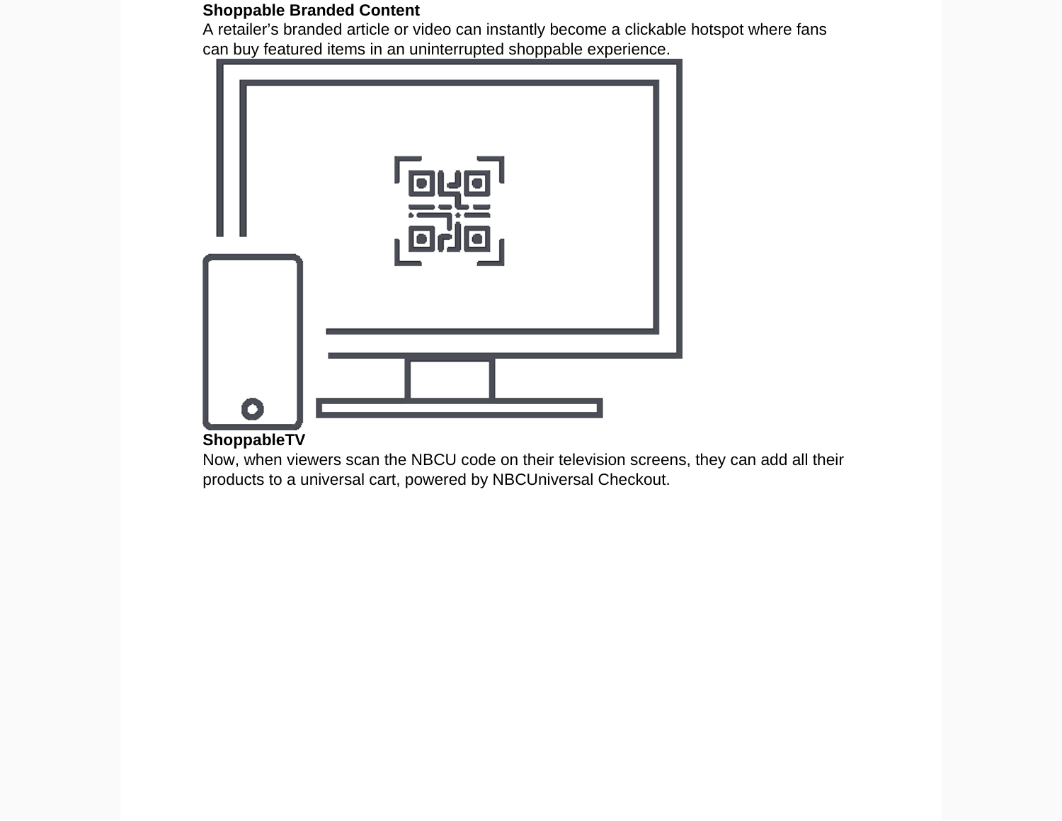**Shoppable Branded Content**

A retailer's branded article or video can instantly become a clickable hotspot where fans can buy featured items in an uninterrupted shoppable experience.

**ShoppableTV**

Now, when viewers scan the NBCU code on their television screens, they can add all their products to a universal cart, powered by NBCUniversal Checkout.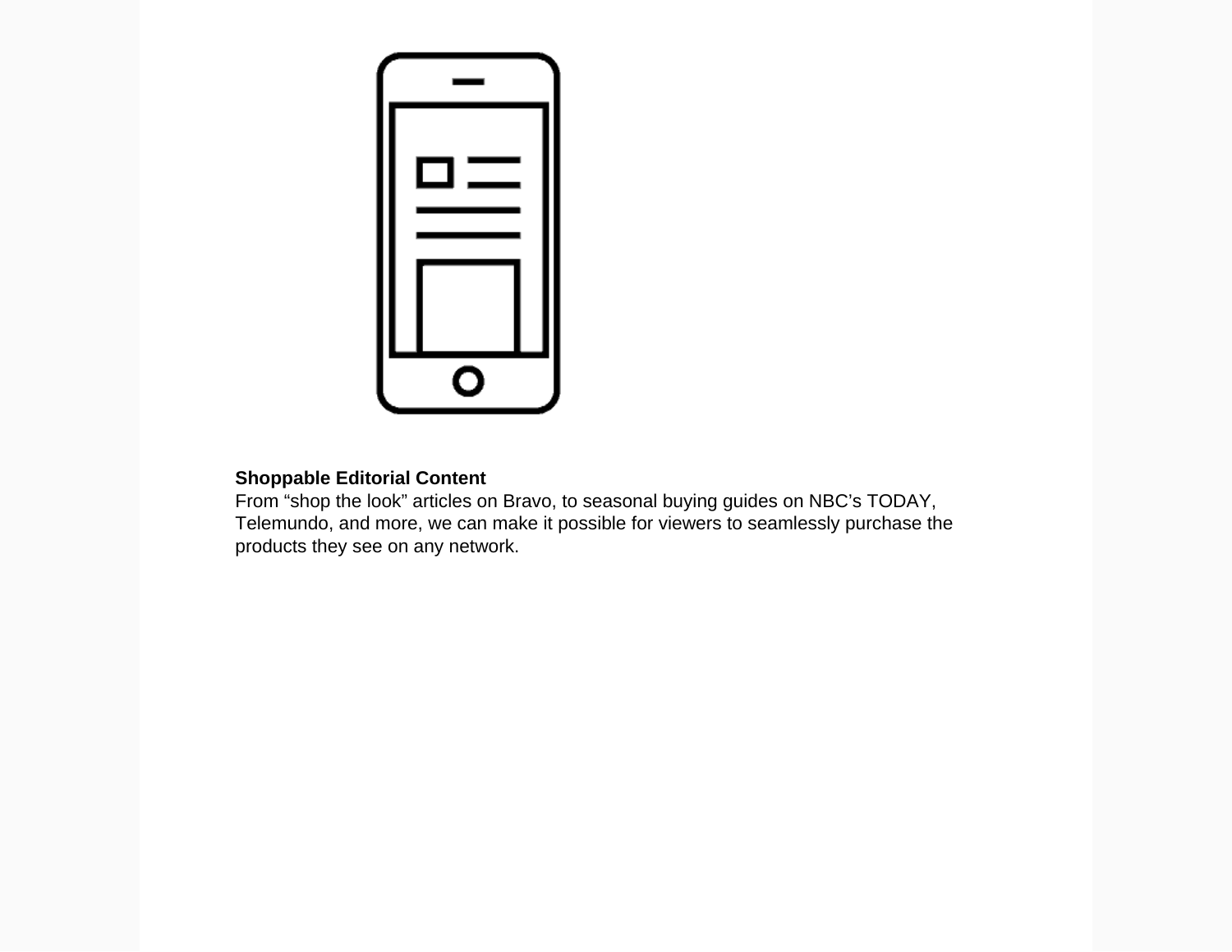**Shoppable Editorial Content**
From “shop the look” articles on Bravo, to seasonal buying guides on NBC’s TODAY, Telemundo, and more, we can make it possible for viewers to seamlessly purchase the products they see on any network.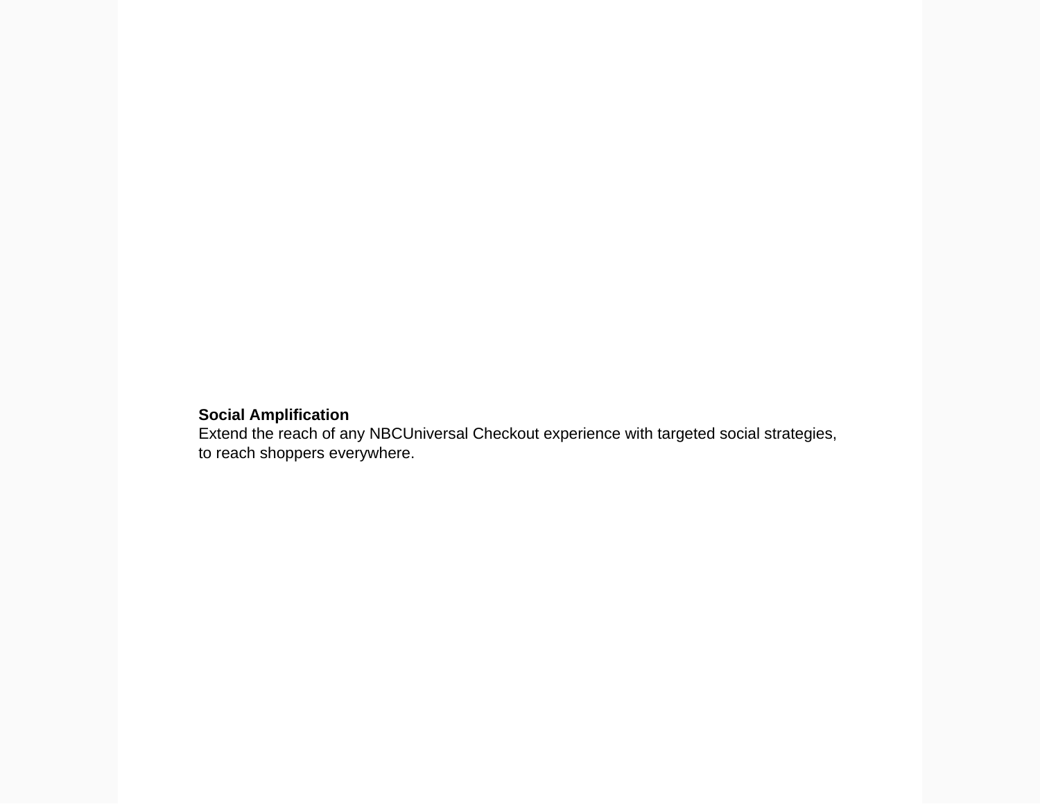**Social Amplification**
Extend the reach of any NBCUniversal Checkout experience with targeted social strategies, to reach shoppers everywhere.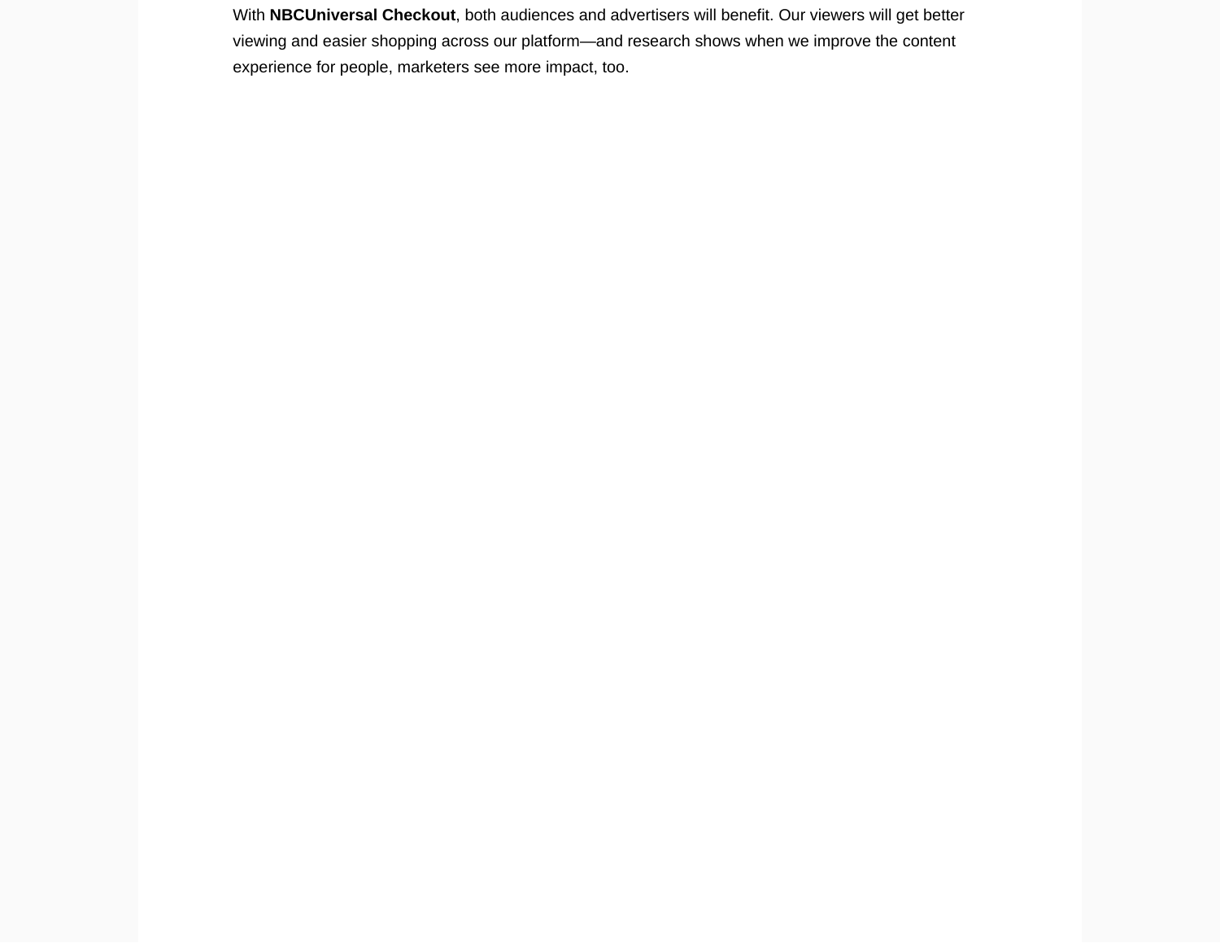With **NBCUniversal Checkout**, both audiences and advertisers will benefit. Our viewers will get better viewing and easier shopping across our platform—and research shows when we improve the content experience for people, marketers see more impact, too.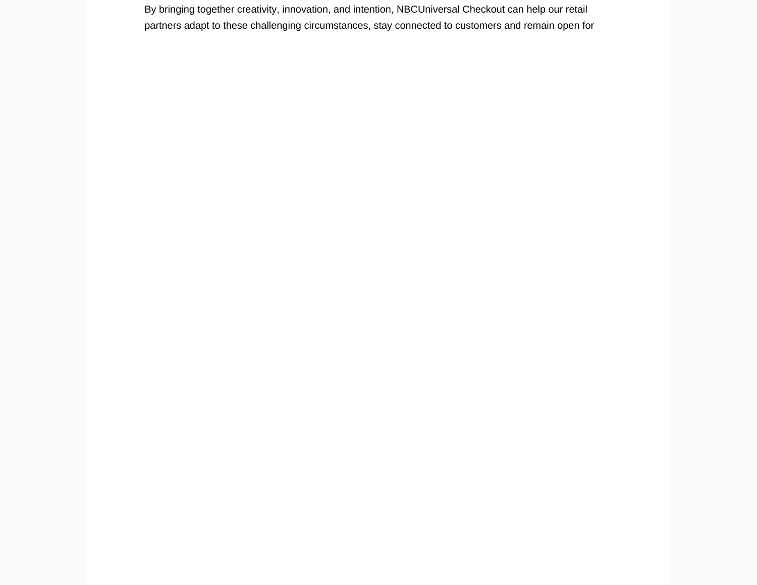By bringing together creativity, innovation, and intention, NBCUniversal Checkout can help our retail partners adapt to these challenging circumstances, stay connected to customers and remain open for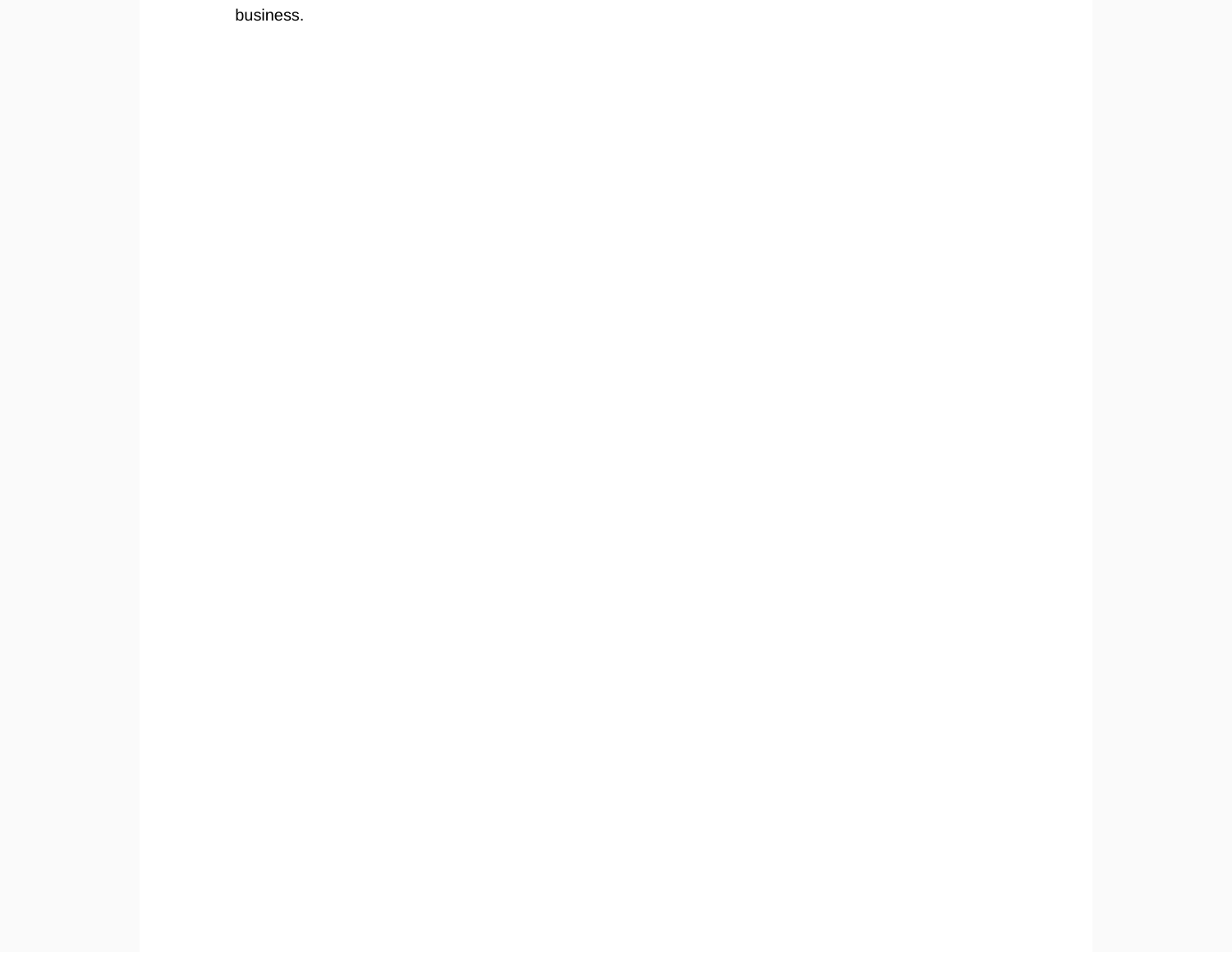business.